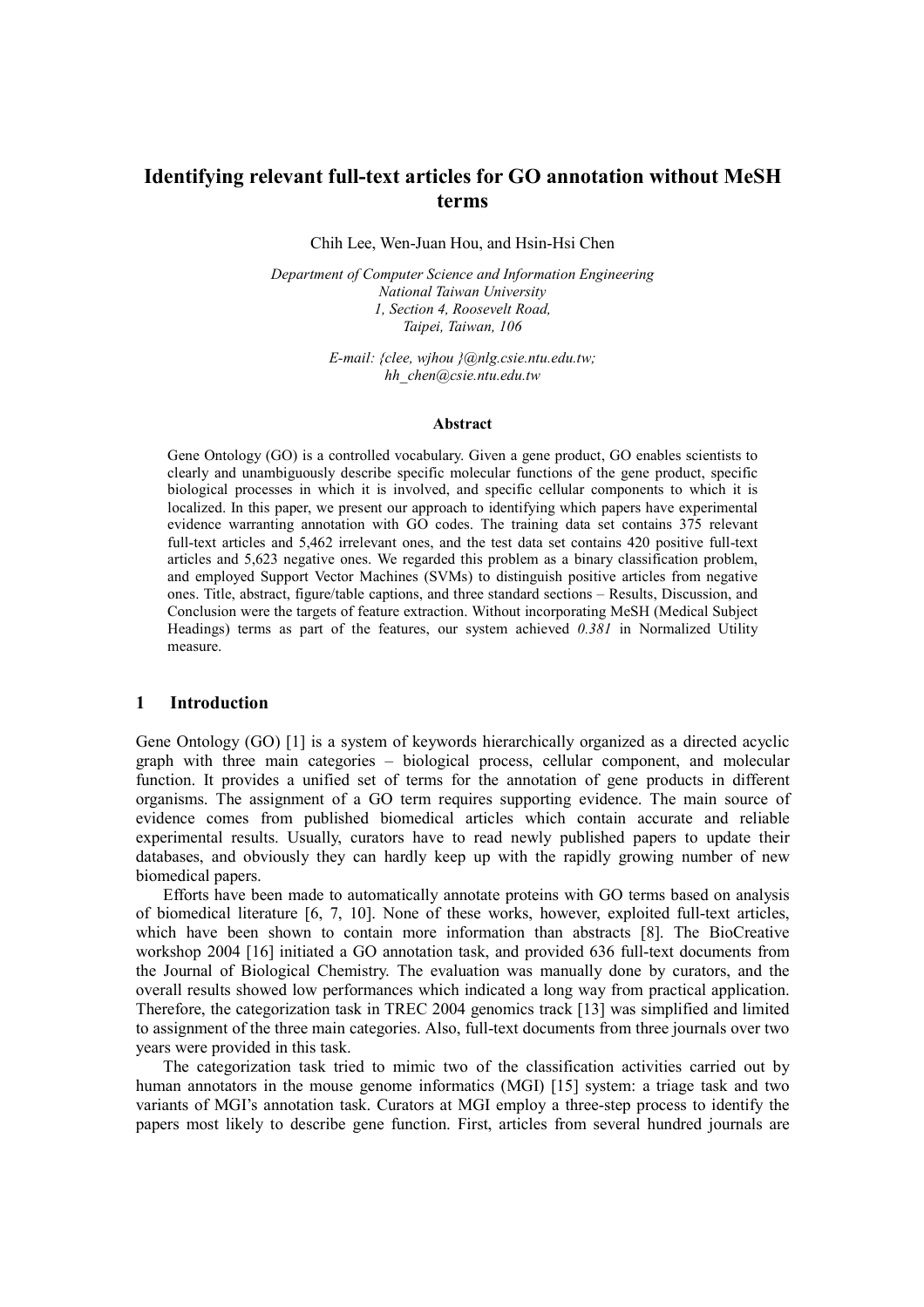# Identifying relevant full-text articles for GO annotation without MeSH terms

Chih Lee, Wen-Juan Hou, and Hsin-Hsi Chen

*Department of Computer Science and Information Engineering*
*National Taiwan University*
*1, Section 4, Roosevelt Road,*
*Taipei, Taiwan, 106*

*E-mail: {clee, wjhou }@nlg.csie.ntu.edu.tw;*
*hh_chen@csie.ntu.edu.tw*

### Abstract

Gene Ontology (GO) is a controlled vocabulary. Given a gene product, GO enables scientists to clearly and unambiguously describe specific molecular functions of the gene product, specific biological processes in which it is involved, and specific cellular components to which it is localized. In this paper, we present our approach to identifying which papers have experimental evidence warranting annotation with GO codes. The training data set contains 375 relevant full-text articles and 5,462 irrelevant ones, and the test data set contains 420 positive full-text articles and 5,623 negative ones. We regarded this problem as a binary classification problem, and employed Support Vector Machines (SVMs) to distinguish positive articles from negative ones. Title, abstract, figure/table captions, and three standard sections – Results, Discussion, and Conclusion were the targets of feature extraction. Without incorporating MeSH (Medical Subject Headings) terms as part of the features, our system achieved *0.381* in Normalized Utility measure.

## 1 Introduction

Gene Ontology (GO) [1] is a system of keywords hierarchically organized as a directed acyclic graph with three main categories – biological process, cellular component, and molecular function. It provides a unified set of terms for the annotation of gene products in different organisms. The assignment of a GO term requires supporting evidence. The main source of evidence comes from published biomedical articles which contain accurate and reliable experimental results. Usually, curators have to read newly published papers to update their databases, and obviously they can hardly keep up with the rapidly growing number of new biomedical papers.

Efforts have been made to automatically annotate proteins with GO terms based on analysis of biomedical literature [6, 7, 10]. None of these works, however, exploited full-text articles, which have been shown to contain more information than abstracts [8]. The BioCreative workshop 2004 [16] initiated a GO annotation task, and provided 636 full-text documents from the Journal of Biological Chemistry. The evaluation was manually done by curators, and the overall results showed low performances which indicated a long way from practical application. Therefore, the categorization task in TREC 2004 genomics track [13] was simplified and limited to assignment of the three main categories. Also, full-text documents from three journals over two years were provided in this task.

The categorization task tried to mimic two of the classification activities carried out by human annotators in the mouse genome informatics (MGI) [15] system: a triage task and two variants of MGI's annotation task. Curators at MGI employ a three-step process to identify the papers most likely to describe gene function. First, articles from several hundred journals are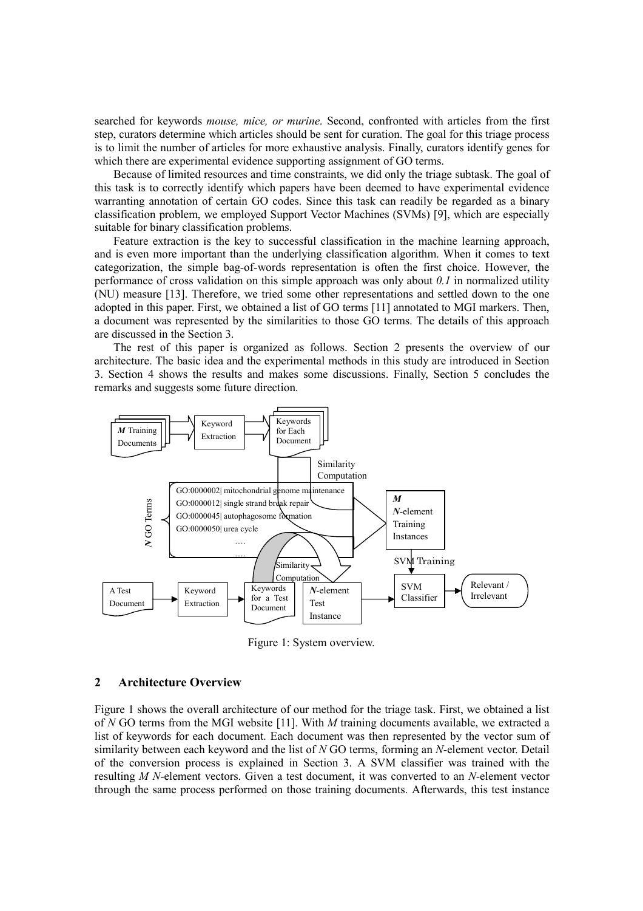searched for keywords *mouse, mice, or murine*. Second, confronted with articles from the first step, curators determine which articles should be sent for curation. The goal for this triage process is to limit the number of articles for more exhaustive analysis. Finally, curators identify genes for which there are experimental evidence supporting assignment of GO terms.

Because of limited resources and time constraints, we did only the triage subtask. The goal of this task is to correctly identify which papers have been deemed to have experimental evidence warranting annotation of certain GO codes. Since this task can readily be regarded as a binary classification problem, we employed Support Vector Machines (SVMs) [9], which are especially suitable for binary classification problems.

Feature extraction is the key to successful classification in the machine learning approach, and is even more important than the underlying classification algorithm. When it comes to text categorization, the simple bag-of-words representation is often the first choice. However, the performance of cross validation on this simple approach was only about *0.1* in normalized utility (NU) measure [13]. Therefore, we tried some other representations and settled down to the one adopted in this paper. First, we obtained a list of GO terms [11] annotated to MGI markers. Then, a document was represented by the similarities to those GO terms. The details of this approach are discussed in the Section 3.

The rest of this paper is organized as follows. Section 2 presents the overview of our architecture. The basic idea and the experimental methods in this study are introduced in Section 3. Section 4 shows the results and makes some discussions. Finally, Section 5 concludes the remarks and suggests some future direction.

Figure 1: System overview.

## 2 Architecture Overview

Figure 1 shows the overall architecture of our method for the triage task. First, we obtained a list of *N* GO terms from the MGI website [11]. With *M* training documents available, we extracted a list of keywords for each document. Each document was then represented by the vector sum of similarity between each keyword and the list of *N* GO terms, forming an *N*-element vector. Detail of the conversion process is explained in Section 3. A SVM classifier was trained with the resulting *M* *N*-element vectors. Given a test document, it was converted to an *N*-element vector through the same process performed on those training documents. Afterwards, this test instance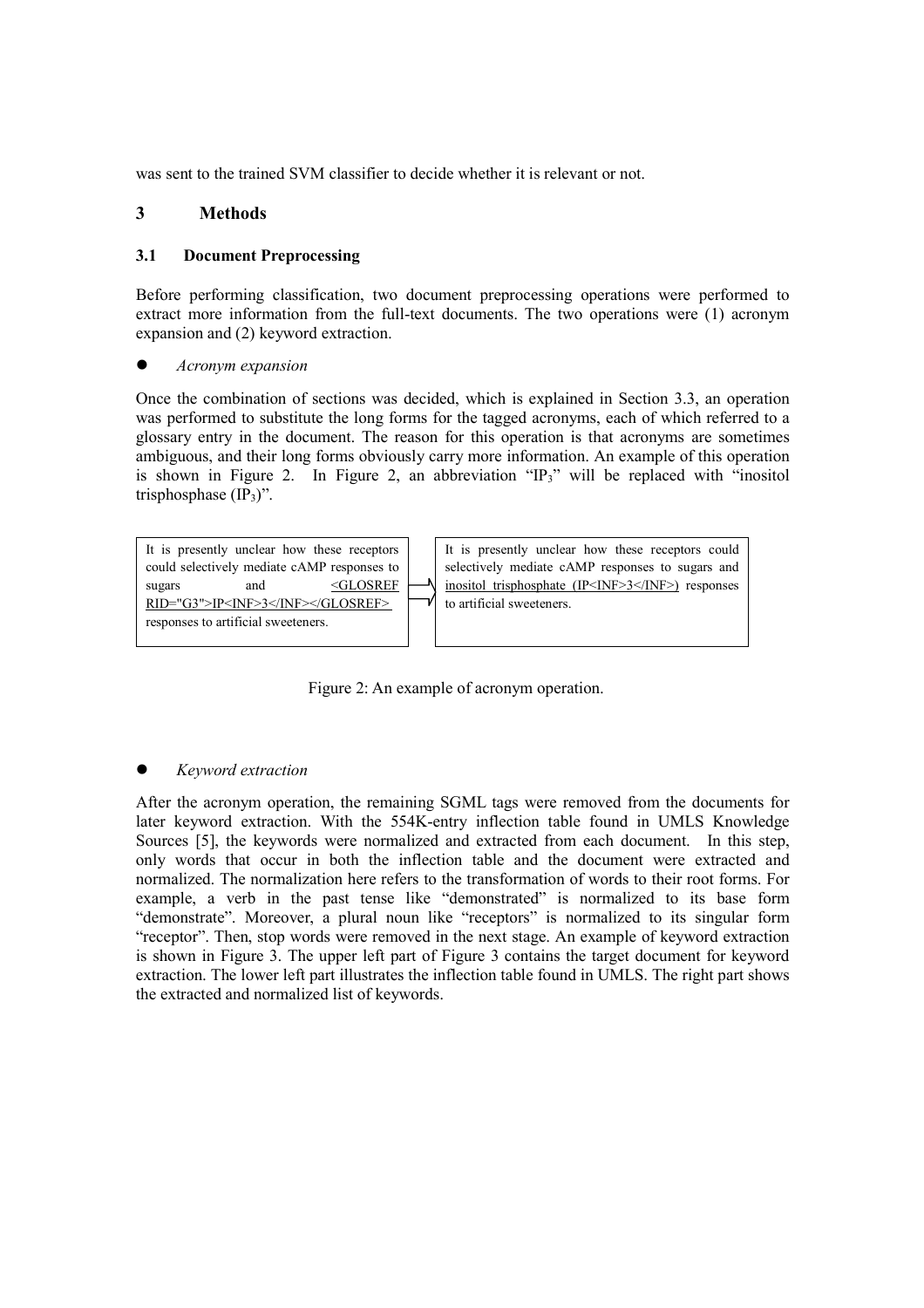was sent to the trained SVM classifier to decide whether it is relevant or not.

## 3 Methods

### 3.1 Document Preprocessing

Before performing classification, two document preprocessing operations were performed to extract more information from the full-text documents. The two operations were (1) acronym expansion and (2) keyword extraction.

- *Acronym expansion*

Once the combination of sections was decided, which is explained in Section 3.3, an operation was performed to substitute the long forms for the tagged acronyms, each of which referred to a glossary entry in the document. The reason for this operation is that acronyms are sometimes ambiguous, and their long forms obviously carry more information. An example of this operation is shown in Figure 2. In Figure 2, an abbreviation "$IP_3$" will be replaced with "inositol trisphosphase ($IP_3$)".

| It is presently unclear how these receptors could selectively mediate cAMP responses to sugars and <GLOSREF RID="G3">IP<INF>3</INF></GLOSREF> responses to artificial sweeteners. | ⇒ | It is presently unclear how these receptors could selectively mediate cAMP responses to sugars and inositol trisphosphate (IP<INF>3</INF>) responses to artificial sweeteners. |
|---|---|---|

Figure 2: An example of acronym operation.

- *Keyword extraction*

After the acronym operation, the remaining SGML tags were removed from the documents for later keyword extraction. With the 554K-entry inflection table found in UMLS Knowledge Sources [5], the keywords were normalized and extracted from each document. In this step, only words that occur in both the inflection table and the document were extracted and normalized. The normalization here refers to the transformation of words to their root forms. For example, a verb in the past tense like "demonstrated" is normalized to its base form "demonstrate". Moreover, a plural noun like "receptors" is normalized to its singular form "receptor". Then, stop words were removed in the next stage. An example of keyword extraction is shown in Figure 3. The upper left part of Figure 3 contains the target document for keyword extraction. The lower left part illustrates the inflection table found in UMLS. The right part shows the extracted and normalized list of keywords.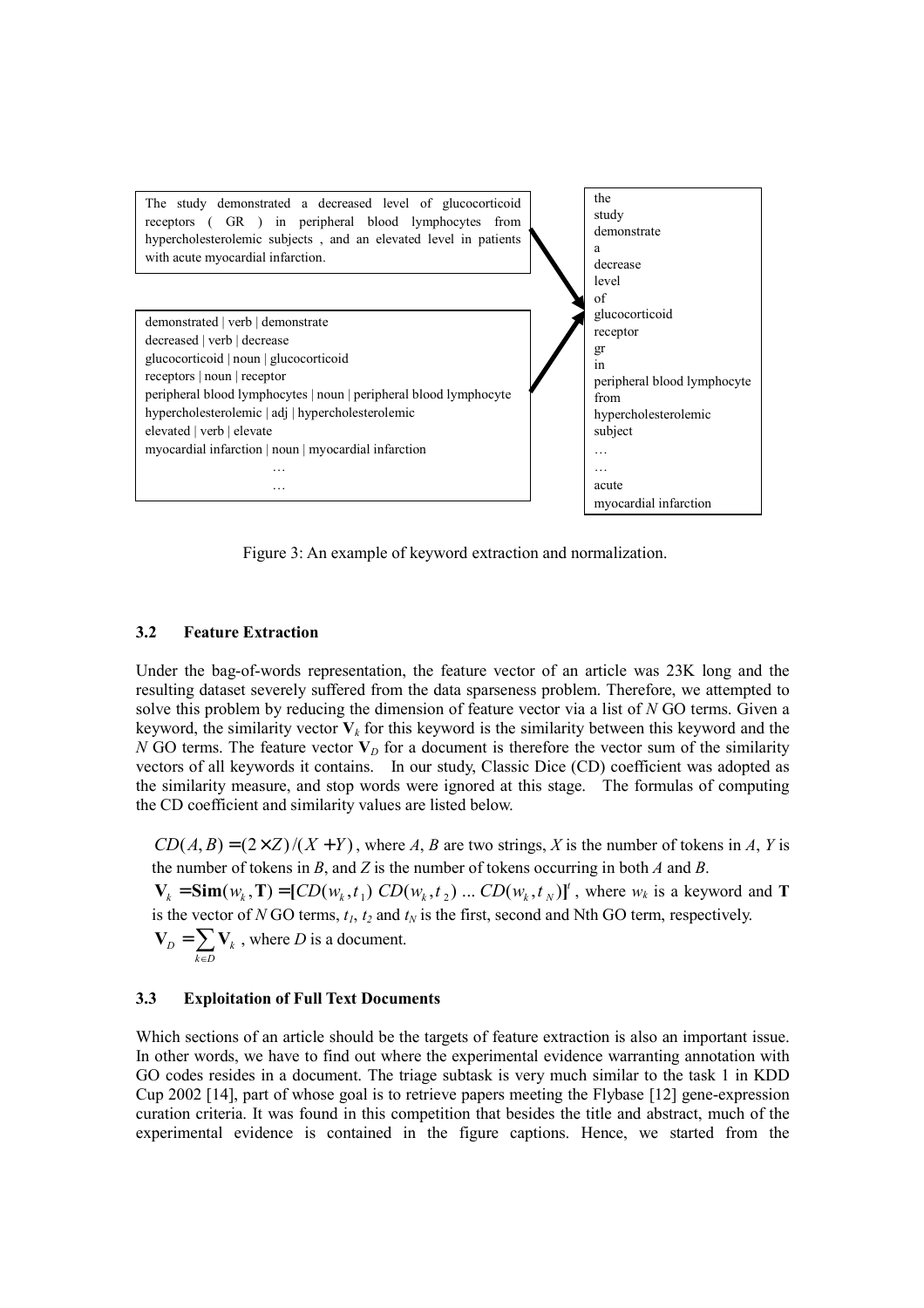The study demonstrated a decreased level of glucocorticoid receptors ( GR ) in peripheral blood lymphocytes from hypercholesterolemic subjects , and an elevated level in patients with acute myocardial infarction.

demonstrated | verb | demonstrate
decreased | verb | decrease
glucocorticoid | noun | glucocorticoid
receptors | noun | receptor
peripheral blood lymphocytes | noun | peripheral blood lymphocyte
hypercholesterolemic | adj | hypercholesterolemic
elevated | verb | elevate
myocardial infarction | noun | myocardial infarction
…
…

the
study
demonstrate
a
decrease
level
of
glucocorticoid
receptor
gr
in
peripheral blood lymphocyte
from
hypercholesterolemic
subject
…
…
acute
myocardial infarction

Figure 3: An example of keyword extraction and normalization.

### 3.2 Feature Extraction

Under the bag-of-words representation, the feature vector of an article was 23K long and the resulting dataset severely suffered from the data sparseness problem. Therefore, we attempted to solve this problem by reducing the dimension of feature vector via a list of $N$ GO terms. Given a keyword, the similarity vector $\mathbf{V}_k$ for this keyword is the similarity between this keyword and the $N$ GO terms. The feature vector $\mathbf{V}_D$ for a document is therefore the vector sum of the similarity vectors of all keywords it contains. In our study, Classic Dice (CD) coefficient was adopted as the similarity measure, and stop words were ignored at this stage. The formulas of computing the CD coefficient and similarity values are listed below.

$CD(A,B) = (2 \times Z)/(X+Y)$, where $A$, $B$ are two strings, $X$ is the number of tokens in $A$, $Y$ is the number of tokens in $B$, and $Z$ is the number of tokens occurring in both $A$ and $B$.

$\mathbf{V}_k = \mathbf{Sim}(w_k, \mathbf{T}) = [CD(w_k, t_1)\ CD(w_k, t_2)\ \ldots\ CD(w_k, t_N)]^t$, where $w_k$ is a keyword and $\mathbf{T}$ is the vector of $N$ GO terms, $t_1$, $t_2$ and $t_N$ is the first, second and Nth GO term, respectively.

$\mathbf{V}_D = \sum_{k \in D} \mathbf{V}_k$, where $D$ is a document.

### 3.3 Exploitation of Full Text Documents

Which sections of an article should be the targets of feature extraction is also an important issue. In other words, we have to find out where the experimental evidence warranting annotation with GO codes resides in a document. The triage subtask is very much similar to the task 1 in KDD Cup 2002 [14], part of whose goal is to retrieve papers meeting the Flybase [12] gene-expression curation criteria. It was found in this competition that besides the title and abstract, much of the experimental evidence is contained in the figure captions. Hence, we started from the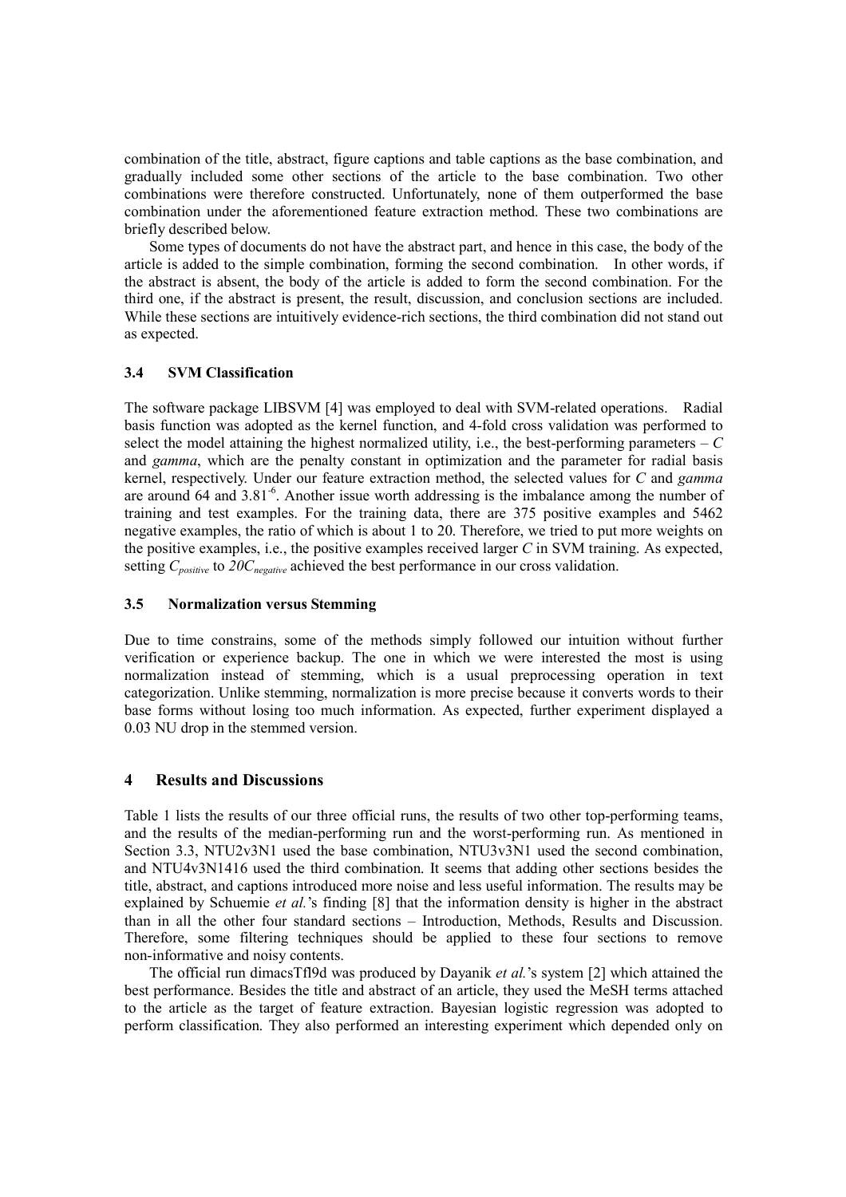combination of the title, abstract, figure captions and table captions as the base combination, and gradually included some other sections of the article to the base combination. Two other combinations were therefore constructed. Unfortunately, none of them outperformed the base combination under the aforementioned feature extraction method. These two combinations are briefly described below.

Some types of documents do not have the abstract part, and hence in this case, the body of the article is added to the simple combination, forming the second combination. In other words, if the abstract is absent, the body of the article is added to form the second combination. For the third one, if the abstract is present, the result, discussion, and conclusion sections are included. While these sections are intuitively evidence-rich sections, the third combination did not stand out as expected.

### 3.4 SVM Classification

The software package LIBSVM [4] was employed to deal with SVM-related operations. Radial basis function was adopted as the kernel function, and 4-fold cross validation was performed to select the model attaining the highest normalized utility, i.e., the best-performing parameters – $C$ and *gamma*, which are the penalty constant in optimization and the parameter for radial basis kernel, respectively. Under our feature extraction method, the selected values for $C$ and *gamma* are around 64 and $3.81^{-6}$. Another issue worth addressing is the imbalance among the number of training and test examples. For the training data, there are 375 positive examples and 5462 negative examples, the ratio of which is about 1 to 20. Therefore, we tried to put more weights on the positive examples, i.e., the positive examples received larger $C$ in SVM training. As expected, setting $C_{positive}$ to $20C_{negative}$ achieved the best performance in our cross validation.

### 3.5 Normalization versus Stemming

Due to time constrains, some of the methods simply followed our intuition without further verification or experience backup. The one in which we were interested the most is using normalization instead of stemming, which is a usual preprocessing operation in text categorization. Unlike stemming, normalization is more precise because it converts words to their base forms without losing too much information. As expected, further experiment displayed a 0.03 NU drop in the stemmed version.

## 4 Results and Discussions

Table 1 lists the results of our three official runs, the results of two other top-performing teams, and the results of the median-performing run and the worst-performing run. As mentioned in Section 3.3, NTU2v3N1 used the base combination, NTU3v3N1 used the second combination, and NTU4v3N1416 used the third combination. It seems that adding other sections besides the title, abstract, and captions introduced more noise and less useful information. The results may be explained by Schuemie *et al.*'s finding [8] that the information density is higher in the abstract than in all the other four standard sections – Introduction, Methods, Results and Discussion. Therefore, some filtering techniques should be applied to these four sections to remove non-informative and noisy contents.

The official run dimacsTfl9d was produced by Dayanik *et al.*'s system [2] which attained the best performance. Besides the title and abstract of an article, they used the MeSH terms attached to the article as the target of feature extraction. Bayesian logistic regression was adopted to perform classification. They also performed an interesting experiment which depended only on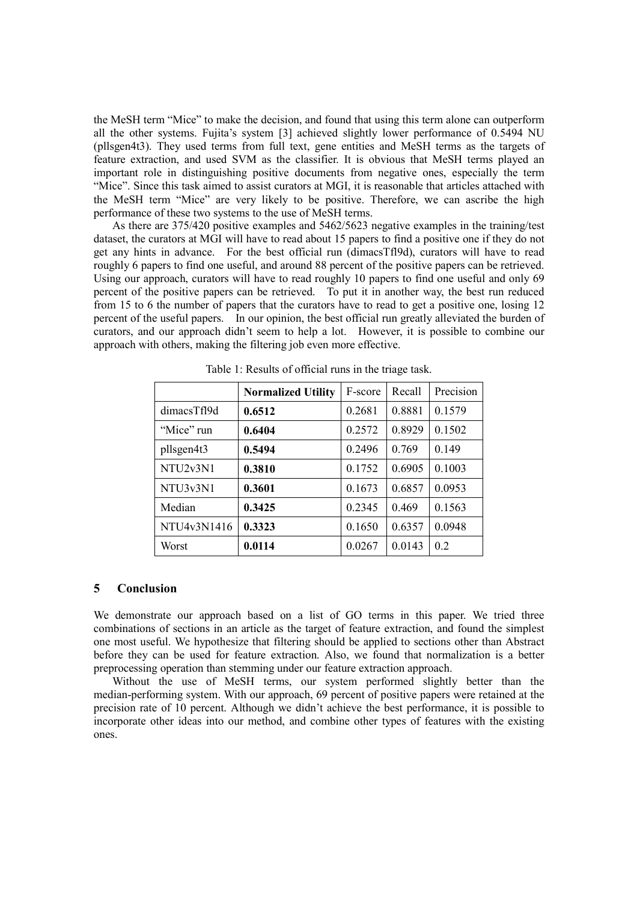the MeSH term "Mice" to make the decision, and found that using this term alone can outperform all the other systems. Fujita's system [3] achieved slightly lower performance of 0.5494 NU (pllsgen4t3). They used terms from full text, gene entities and MeSH terms as the targets of feature extraction, and used SVM as the classifier. It is obvious that MeSH terms played an important role in distinguishing positive documents from negative ones, especially the term "Mice". Since this task aimed to assist curators at MGI, it is reasonable that articles attached with the MeSH term "Mice" are very likely to be positive. Therefore, we can ascribe the high performance of these two systems to the use of MeSH terms.

As there are 375/420 positive examples and 5462/5623 negative examples in the training/test dataset, the curators at MGI will have to read about 15 papers to find a positive one if they do not get any hints in advance. For the best official run (dimacsTfl9d), curators will have to read roughly 6 papers to find one useful, and around 88 percent of the positive papers can be retrieved. Using our approach, curators will have to read roughly 10 papers to find one useful and only 69 percent of the positive papers can be retrieved. To put it in another way, the best run reduced from 15 to 6 the number of papers that the curators have to read to get a positive one, losing 12 percent of the useful papers. In our opinion, the best official run greatly alleviated the burden of curators, and our approach didn't seem to help a lot. However, it is possible to combine our approach with others, making the filtering job even more effective.

Table 1: Results of official runs in the triage task.

| | Normalized Utility | F-score | Recall | Precision |
|---|---|---|---|---|
| dimacsTfl9d | **0.6512** | 0.2681 | 0.8881 | 0.1579 |
| "Mice" run | **0.6404** | 0.2572 | 0.8929 | 0.1502 |
| pllsgen4t3 | **0.5494** | 0.2496 | 0.769 | 0.149 |
| NTU2v3N1 | **0.3810** | 0.1752 | 0.6905 | 0.1003 |
| NTU3v3N1 | **0.3601** | 0.1673 | 0.6857 | 0.0953 |
| Median | **0.3425** | 0.2345 | 0.469 | 0.1563 |
| NTU4v3N1416 | **0.3323** | 0.1650 | 0.6357 | 0.0948 |
| Worst | **0.0114** | 0.0267 | 0.0143 | 0.2 |

## 5 Conclusion

We demonstrate our approach based on a list of GO terms in this paper. We tried three combinations of sections in an article as the target of feature extraction, and found the simplest one most useful. We hypothesize that filtering should be applied to sections other than Abstract before they can be used for feature extraction. Also, we found that normalization is a better preprocessing operation than stemming under our feature extraction approach.

Without the use of MeSH terms, our system performed slightly better than the median-performing system. With our approach, 69 percent of positive papers were retained at the precision rate of 10 percent. Although we didn't achieve the best performance, it is possible to incorporate other ideas into our method, and combine other types of features with the existing ones.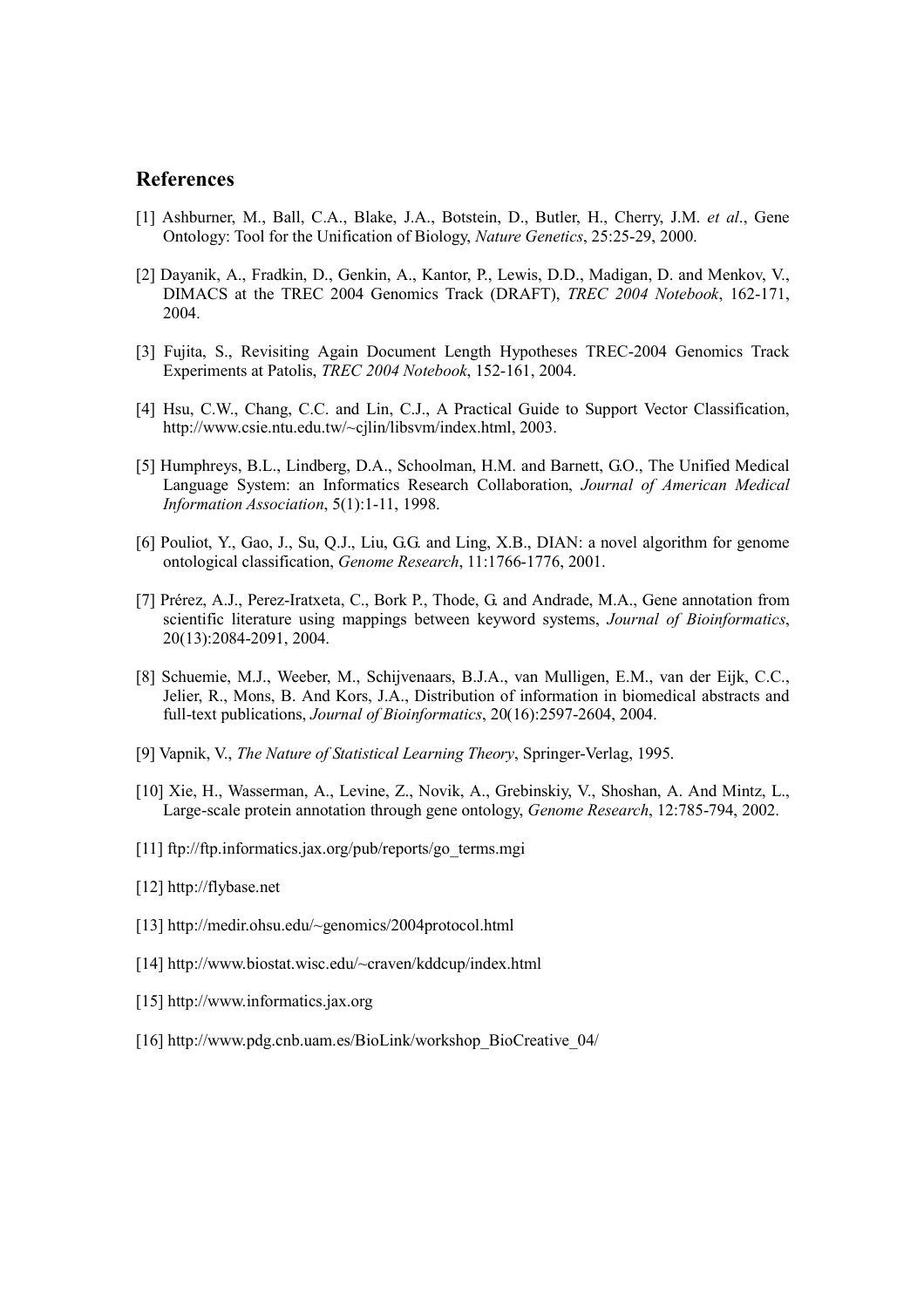## References

[1] Ashburner, M., Ball, C.A., Blake, J.A., Botstein, D., Butler, H., Cherry, J.M. *et al*., Gene Ontology: Tool for the Unification of Biology, *Nature Genetics*, 25:25-29, 2000.

[2] Dayanik, A., Fradkin, D., Genkin, A., Kantor, P., Lewis, D.D., Madigan, D. and Menkov, V., DIMACS at the TREC 2004 Genomics Track (DRAFT), *TREC 2004 Notebook*, 162-171, 2004.

[3] Fujita, S., Revisiting Again Document Length Hypotheses TREC-2004 Genomics Track Experiments at Patolis, *TREC 2004 Notebook*, 152-161, 2004.

[4] Hsu, C.W., Chang, C.C. and Lin, C.J., A Practical Guide to Support Vector Classification, http://www.csie.ntu.edu.tw/~cjlin/libsvm/index.html, 2003.

[5] Humphreys, B.L., Lindberg, D.A., Schoolman, H.M. and Barnett, G.O., The Unified Medical Language System: an Informatics Research Collaboration, *Journal of American Medical Information Association*, 5(1):1-11, 1998.

[6] Pouliot, Y., Gao, J., Su, Q.J., Liu, G.G. and Ling, X.B., DIAN: a novel algorithm for genome ontological classification, *Genome Research*, 11:1766-1776, 2001.

[7] Prérez, A.J., Perez-Iratxeta, C., Bork P., Thode, G. and Andrade, M.A., Gene annotation from scientific literature using mappings between keyword systems, *Journal of Bioinformatics*, 20(13):2084-2091, 2004.

[8] Schuemie, M.J., Weeber, M., Schijvenaars, B.J.A., van Mulligen, E.M., van der Eijk, C.C., Jelier, R., Mons, B. And Kors, J.A., Distribution of information in biomedical abstracts and full-text publications, *Journal of Bioinformatics*, 20(16):2597-2604, 2004.

[9] Vapnik, V., *The Nature of Statistical Learning Theory*, Springer-Verlag, 1995.

[10] Xie, H., Wasserman, A., Levine, Z., Novik, A., Grebinskiy, V., Shoshan, A. And Mintz, L., Large-scale protein annotation through gene ontology, *Genome Research*, 12:785-794, 2002.

[11] ftp://ftp.informatics.jax.org/pub/reports/go_terms.mgi

[12] http://flybase.net

[13] http://medir.ohsu.edu/~genomics/2004protocol.html

[14] http://www.biostat.wisc.edu/~craven/kddcup/index.html

[15] http://www.informatics.jax.org

[16] http://www.pdg.cnb.uam.es/BioLink/workshop_BioCreative_04/